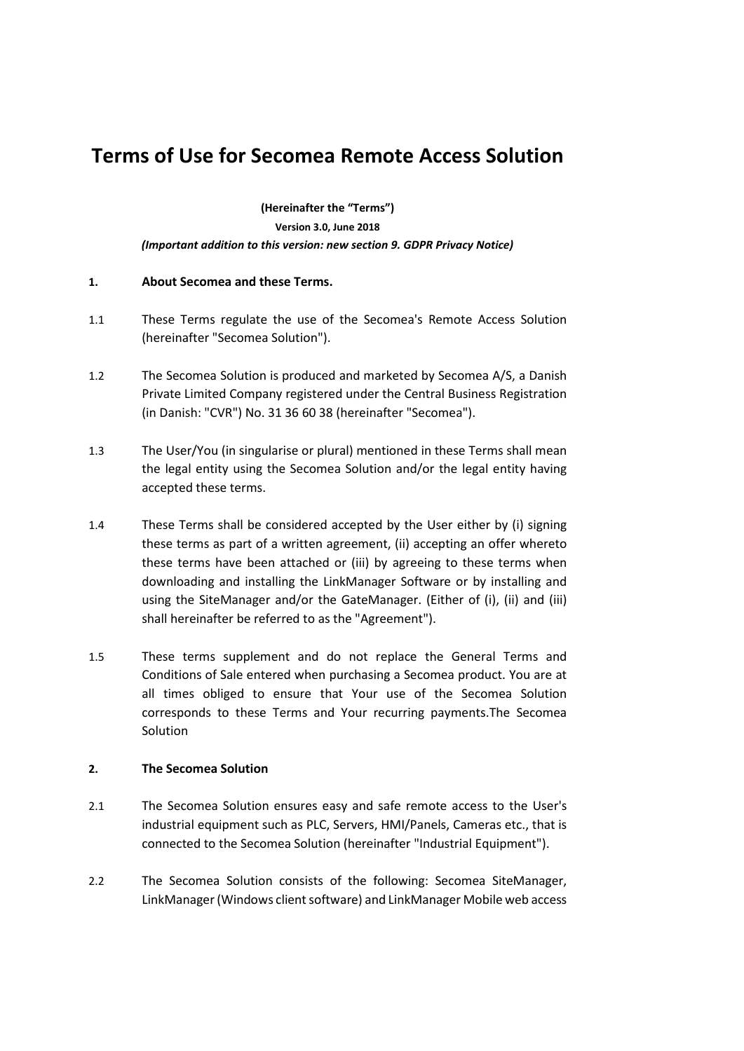# Terms of Use for Secomea Remote Access Solution

**(Hereinafter the "Terms")**

**Version 3.0, June 2018**

***(Important addition to this version: new section 9. GDPR Privacy Notice)***

## 1. About Secomea and these Terms.

1.1 These Terms regulate the use of the Secomea's Remote Access Solution (hereinafter "Secomea Solution").

1.2 The Secomea Solution is produced and marketed by Secomea A/S, a Danish Private Limited Company registered under the Central Business Registration (in Danish: "CVR") No. 31 36 60 38 (hereinafter "Secomea").

1.3 The User/You (in singularise or plural) mentioned in these Terms shall mean the legal entity using the Secomea Solution and/or the legal entity having accepted these terms.

1.4 These Terms shall be considered accepted by the User either by (i) signing these terms as part of a written agreement, (ii) accepting an offer whereto these terms have been attached or (iii) by agreeing to these terms when downloading and installing the LinkManager Software or by installing and using the SiteManager and/or the GateManager. (Either of (i), (ii) and (iii) shall hereinafter be referred to as the "Agreement").

1.5 These terms supplement and do not replace the General Terms and Conditions of Sale entered when purchasing a Secomea product. You are at all times obliged to ensure that Your use of the Secomea Solution corresponds to these Terms and Your recurring payments.The Secomea Solution

## 2. The Secomea Solution

2.1 The Secomea Solution ensures easy and safe remote access to the User's industrial equipment such as PLC, Servers, HMI/Panels, Cameras etc., that is connected to the Secomea Solution (hereinafter "Industrial Equipment").

2.2 The Secomea Solution consists of the following: Secomea SiteManager, LinkManager (Windows client software) and LinkManager Mobile web access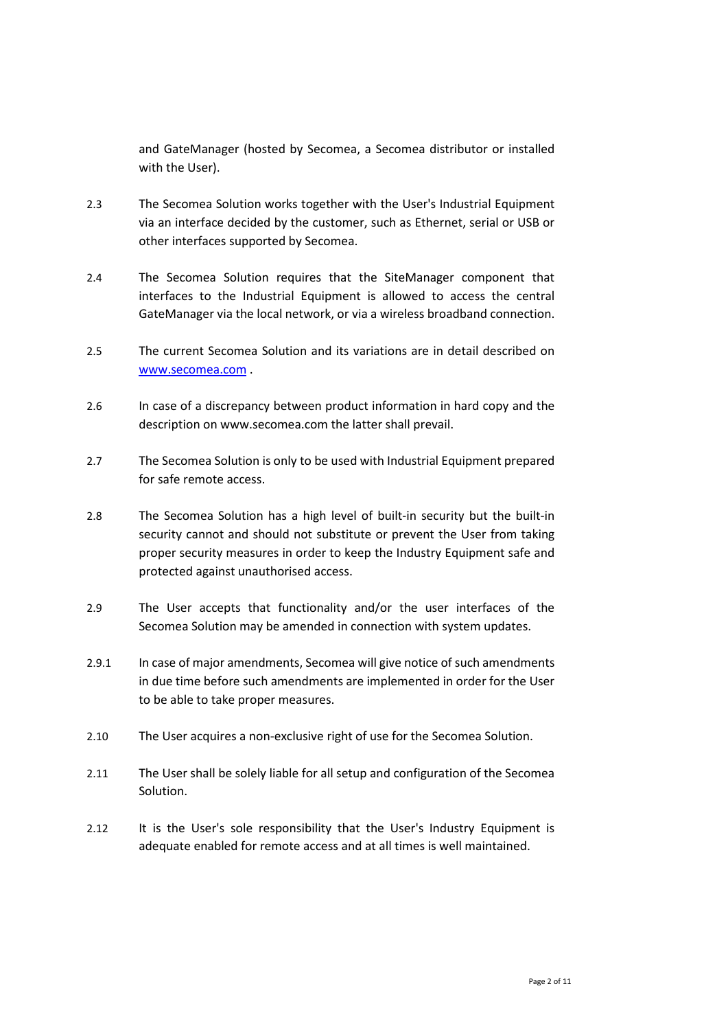and GateManager (hosted by Secomea, a Secomea distributor or installed with the User).

2.3 The Secomea Solution works together with the User's Industrial Equipment via an interface decided by the customer, such as Ethernet, serial or USB or other interfaces supported by Secomea.

2.4 The Secomea Solution requires that the SiteManager component that interfaces to the Industrial Equipment is allowed to access the central GateManager via the local network, or via a wireless broadband connection.

2.5 The current Secomea Solution and its variations are in detail described on [www.secomea.com](http://www.secomea.com) .

2.6 In case of a discrepancy between product information in hard copy and the description on www.secomea.com the latter shall prevail.

2.7 The Secomea Solution is only to be used with Industrial Equipment prepared for safe remote access.

2.8 The Secomea Solution has a high level of built-in security but the built-in security cannot and should not substitute or prevent the User from taking proper security measures in order to keep the Industry Equipment safe and protected against unauthorised access.

2.9 The User accepts that functionality and/or the user interfaces of the Secomea Solution may be amended in connection with system updates.

2.9.1 In case of major amendments, Secomea will give notice of such amendments in due time before such amendments are implemented in order for the User to be able to take proper measures.

2.10 The User acquires a non-exclusive right of use for the Secomea Solution.

2.11 The User shall be solely liable for all setup and configuration of the Secomea Solution.

2.12 It is the User's sole responsibility that the User's Industry Equipment is adequate enabled for remote access and at all times is well maintained.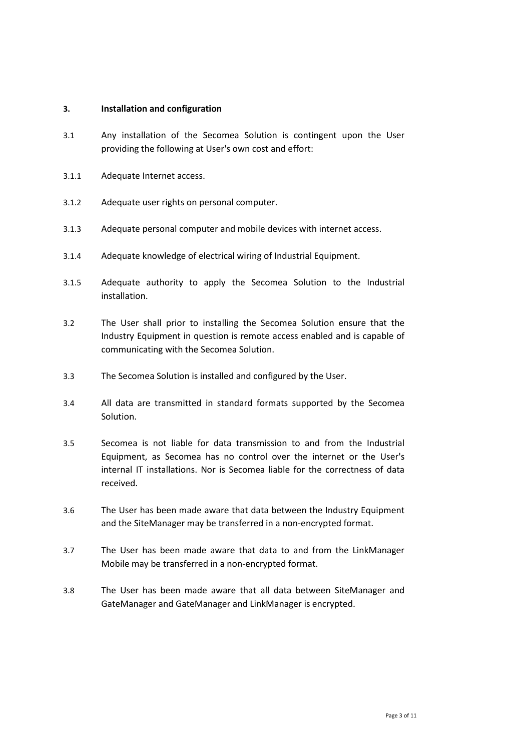## 3. Installation and configuration

3.1 Any installation of the Secomea Solution is contingent upon the User providing the following at User's own cost and effort:

3.1.1 Adequate Internet access.

3.1.2 Adequate user rights on personal computer.

3.1.3 Adequate personal computer and mobile devices with internet access.

3.1.4 Adequate knowledge of electrical wiring of Industrial Equipment.

3.1.5 Adequate authority to apply the Secomea Solution to the Industrial installation.

3.2 The User shall prior to installing the Secomea Solution ensure that the Industry Equipment in question is remote access enabled and is capable of communicating with the Secomea Solution.

3.3 The Secomea Solution is installed and configured by the User.

3.4 All data are transmitted in standard formats supported by the Secomea Solution.

3.5 Secomea is not liable for data transmission to and from the Industrial Equipment, as Secomea has no control over the internet or the User's internal IT installations. Nor is Secomea liable for the correctness of data received.

3.6 The User has been made aware that data between the Industry Equipment and the SiteManager may be transferred in a non-encrypted format.

3.7 The User has been made aware that data to and from the LinkManager Mobile may be transferred in a non-encrypted format.

3.8 The User has been made aware that all data between SiteManager and GateManager and GateManager and LinkManager is encrypted.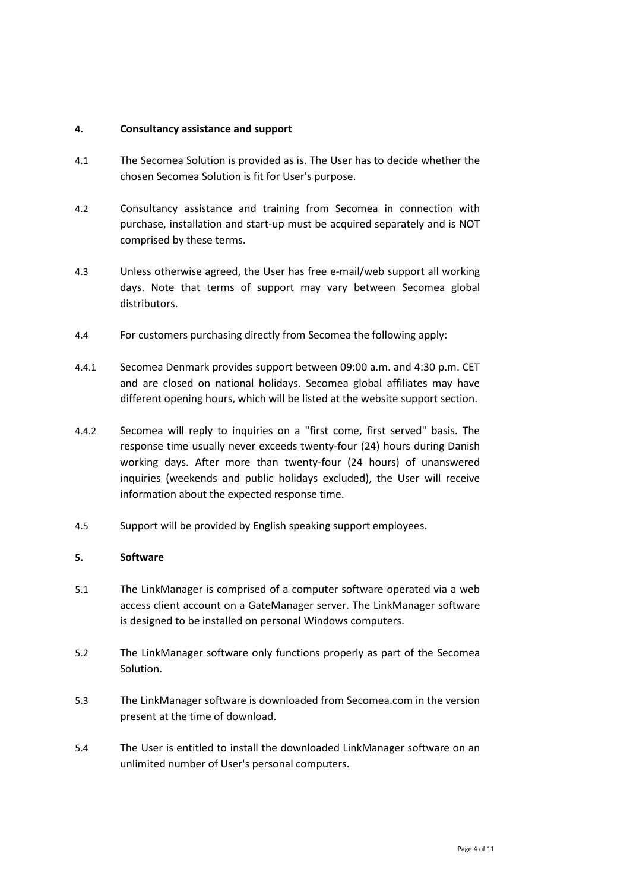## 4. Consultancy assistance and support

4.1 The Secomea Solution is provided as is. The User has to decide whether the chosen Secomea Solution is fit for User's purpose.

4.2 Consultancy assistance and training from Secomea in connection with purchase, installation and start-up must be acquired separately and is NOT comprised by these terms.

4.3 Unless otherwise agreed, the User has free e-mail/web support all working days. Note that terms of support may vary between Secomea global distributors.

4.4 For customers purchasing directly from Secomea the following apply:

4.4.1 Secomea Denmark provides support between 09:00 a.m. and 4:30 p.m. CET and are closed on national holidays. Secomea global affiliates may have different opening hours, which will be listed at the website support section.

4.4.2 Secomea will reply to inquiries on a "first come, first served" basis. The response time usually never exceeds twenty-four (24) hours during Danish working days. After more than twenty-four (24 hours) of unanswered inquiries (weekends and public holidays excluded), the User will receive information about the expected response time.

4.5 Support will be provided by English speaking support employees.

## 5. Software

5.1 The LinkManager is comprised of a computer software operated via a web access client account on a GateManager server. The LinkManager software is designed to be installed on personal Windows computers.

5.2 The LinkManager software only functions properly as part of the Secomea Solution.

5.3 The LinkManager software is downloaded from Secomea.com in the version present at the time of download.

5.4 The User is entitled to install the downloaded LinkManager software on an unlimited number of User's personal computers.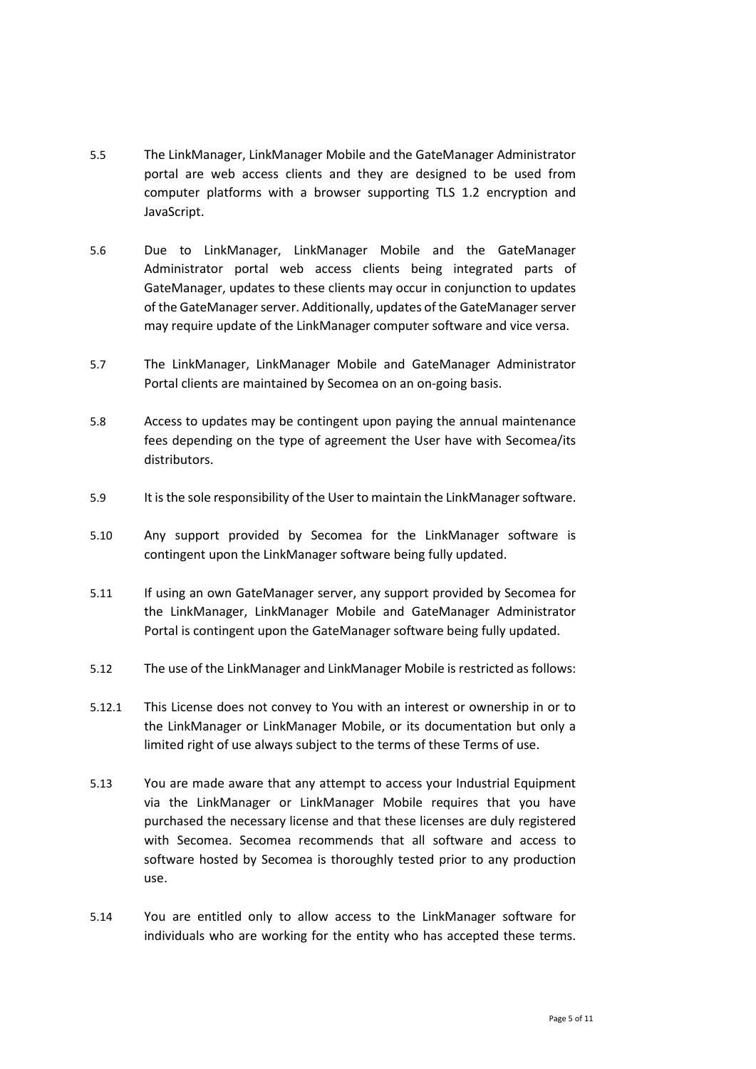5.5 The LinkManager, LinkManager Mobile and the GateManager Administrator portal are web access clients and they are designed to be used from computer platforms with a browser supporting TLS 1.2 encryption and JavaScript.

5.6 Due to LinkManager, LinkManager Mobile and the GateManager Administrator portal web access clients being integrated parts of GateManager, updates to these clients may occur in conjunction to updates of the GateManager server. Additionally, updates of the GateManager server may require update of the LinkManager computer software and vice versa.

5.7 The LinkManager, LinkManager Mobile and GateManager Administrator Portal clients are maintained by Secomea on an on-going basis.

5.8 Access to updates may be contingent upon paying the annual maintenance fees depending on the type of agreement the User have with Secomea/its distributors.

5.9 It is the sole responsibility of the User to maintain the LinkManager software.

5.10 Any support provided by Secomea for the LinkManager software is contingent upon the LinkManager software being fully updated.

5.11 If using an own GateManager server, any support provided by Secomea for the LinkManager, LinkManager Mobile and GateManager Administrator Portal is contingent upon the GateManager software being fully updated.

5.12 The use of the LinkManager and LinkManager Mobile is restricted as follows:

5.12.1 This License does not convey to You with an interest or ownership in or to the LinkManager or LinkManager Mobile, or its documentation but only a limited right of use always subject to the terms of these Terms of use.

5.13 You are made aware that any attempt to access your Industrial Equipment via the LinkManager or LinkManager Mobile requires that you have purchased the necessary license and that these licenses are duly registered with Secomea. Secomea recommends that all software and access to software hosted by Secomea is thoroughly tested prior to any production use.

5.14 You are entitled only to allow access to the LinkManager software for individuals who are working for the entity who has accepted these terms.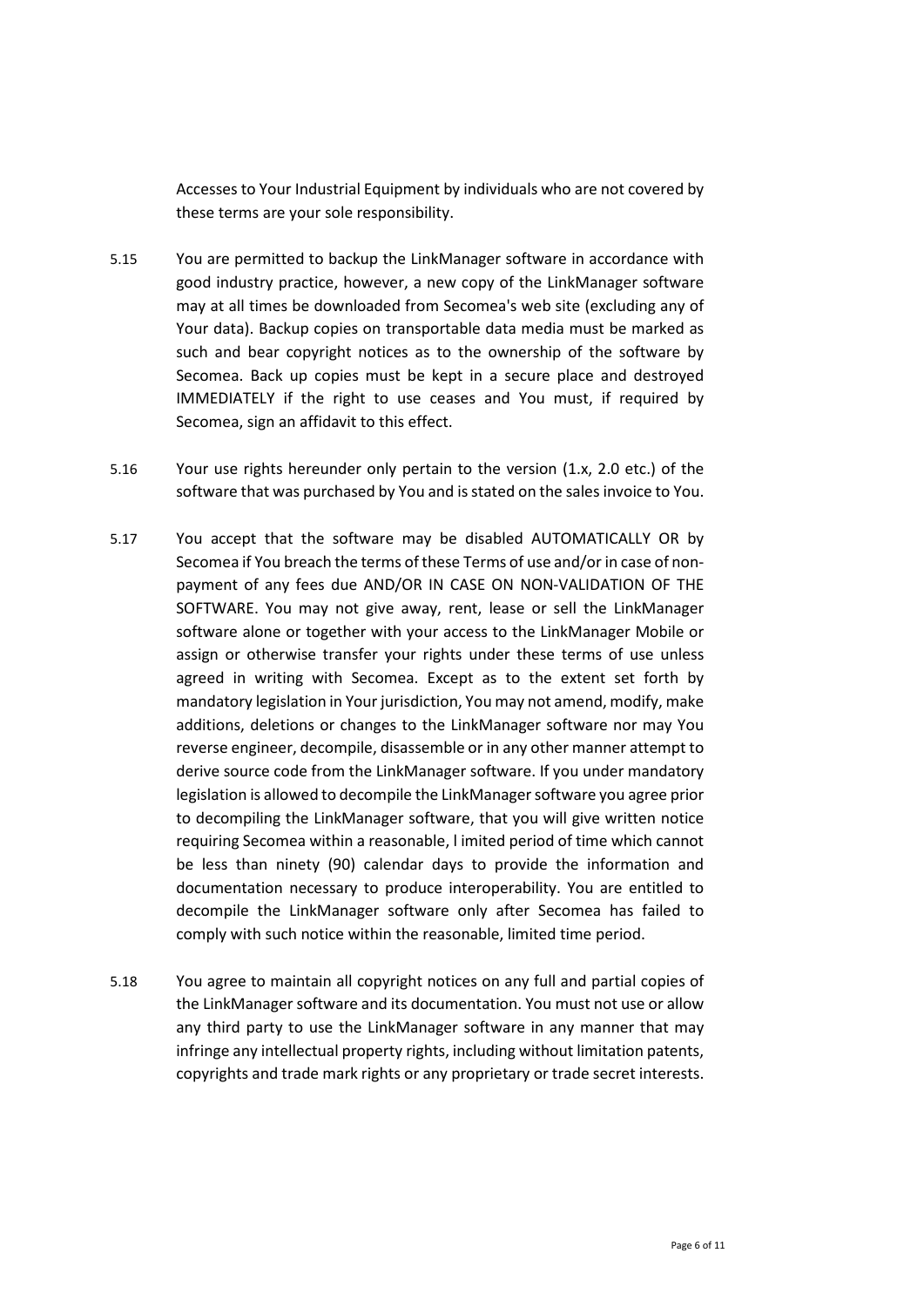Accesses to Your Industrial Equipment by individuals who are not covered by these terms are your sole responsibility.

5.15 You are permitted to backup the LinkManager software in accordance with good industry practice, however, a new copy of the LinkManager software may at all times be downloaded from Secomea's web site (excluding any of Your data). Backup copies on transportable data media must be marked as such and bear copyright notices as to the ownership of the software by Secomea. Back up copies must be kept in a secure place and destroyed IMMEDIATELY if the right to use ceases and You must, if required by Secomea, sign an affidavit to this effect.

5.16 Your use rights hereunder only pertain to the version (1.x, 2.0 etc.) of the software that was purchased by You and is stated on the sales invoice to You.

5.17 You accept that the software may be disabled AUTOMATICALLY OR by Secomea if You breach the terms of these Terms of use and/or in case of non-payment of any fees due AND/OR IN CASE ON NON-VALIDATION OF THE SOFTWARE. You may not give away, rent, lease or sell the LinkManager software alone or together with your access to the LinkManager Mobile or assign or otherwise transfer your rights under these terms of use unless agreed in writing with Secomea. Except as to the extent set forth by mandatory legislation in Your jurisdiction, You may not amend, modify, make additions, deletions or changes to the LinkManager software nor may You reverse engineer, decompile, disassemble or in any other manner attempt to derive source code from the LinkManager software. If you under mandatory legislation is allowed to decompile the LinkManager software you agree prior to decompiling the LinkManager software, that you will give written notice requiring Secomea within a reasonable, l imited period of time which cannot be less than ninety (90) calendar days to provide the information and documentation necessary to produce interoperability. You are entitled to decompile the LinkManager software only after Secomea has failed to comply with such notice within the reasonable, limited time period.

5.18 You agree to maintain all copyright notices on any full and partial copies of the LinkManager software and its documentation. You must not use or allow any third party to use the LinkManager software in any manner that may infringe any intellectual property rights, including without limitation patents, copyrights and trade mark rights or any proprietary or trade secret interests.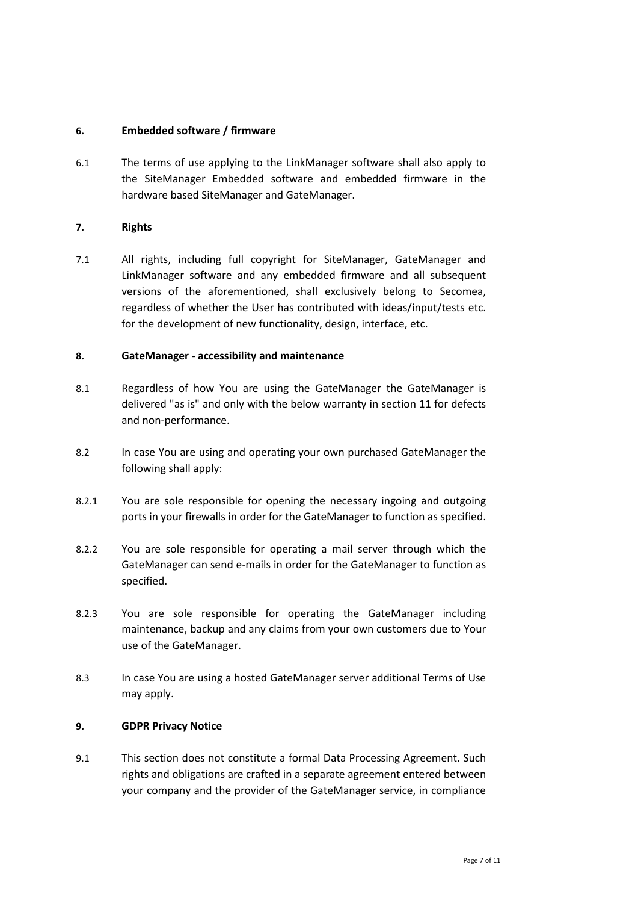**6. Embedded software / firmware**

6.1 The terms of use applying to the LinkManager software shall also apply to the SiteManager Embedded software and embedded firmware in the hardware based SiteManager and GateManager.

**7. Rights**

7.1 All rights, including full copyright for SiteManager, GateManager and LinkManager software and any embedded firmware and all subsequent versions of the aforementioned, shall exclusively belong to Secomea, regardless of whether the User has contributed with ideas/input/tests etc. for the development of new functionality, design, interface, etc.

**8. GateManager - accessibility and maintenance**

8.1 Regardless of how You are using the GateManager the GateManager is delivered "as is" and only with the below warranty in section 11 for defects and non-performance.

8.2 In case You are using and operating your own purchased GateManager the following shall apply:

8.2.1 You are sole responsible for opening the necessary ingoing and outgoing ports in your firewalls in order for the GateManager to function as specified.

8.2.2 You are sole responsible for operating a mail server through which the GateManager can send e-mails in order for the GateManager to function as specified.

8.2.3 You are sole responsible for operating the GateManager including maintenance, backup and any claims from your own customers due to Your use of the GateManager.

8.3 In case You are using a hosted GateManager server additional Terms of Use may apply.

**9. GDPR Privacy Notice**

9.1 This section does not constitute a formal Data Processing Agreement. Such rights and obligations are crafted in a separate agreement entered between your company and the provider of the GateManager service, in compliance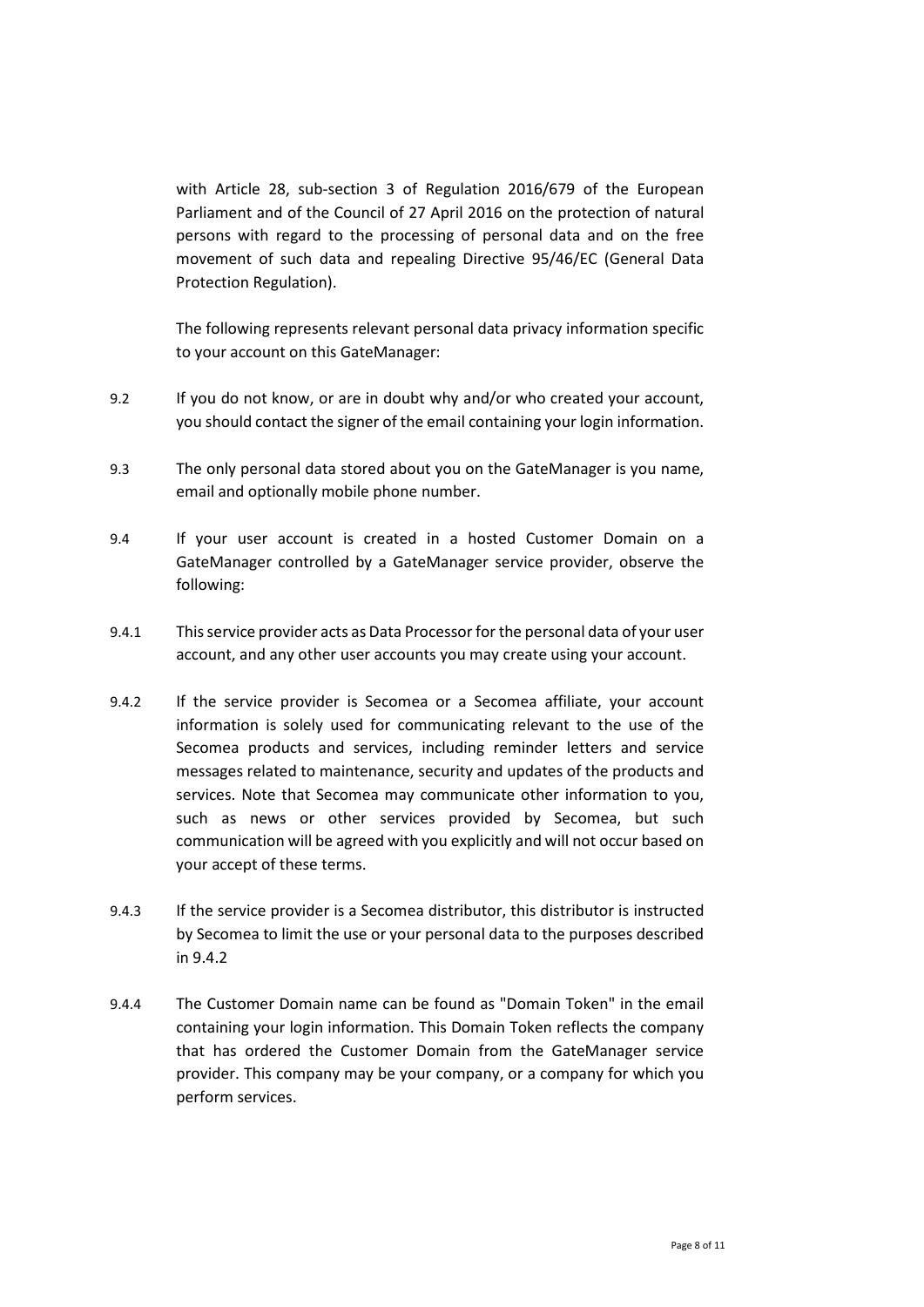with Article 28, sub-section 3 of Regulation 2016/679 of the European Parliament and of the Council of 27 April 2016 on the protection of natural persons with regard to the processing of personal data and on the free movement of such data and repealing Directive 95/46/EC (General Data Protection Regulation).

The following represents relevant personal data privacy information specific to your account on this GateManager:

9.2 If you do not know, or are in doubt why and/or who created your account, you should contact the signer of the email containing your login information.

9.3 The only personal data stored about you on the GateManager is you name, email and optionally mobile phone number.

9.4 If your user account is created in a hosted Customer Domain on a GateManager controlled by a GateManager service provider, observe the following:

9.4.1 This service provider acts as Data Processor for the personal data of your user account, and any other user accounts you may create using your account.

9.4.2 If the service provider is Secomea or a Secomea affiliate, your account information is solely used for communicating relevant to the use of the Secomea products and services, including reminder letters and service messages related to maintenance, security and updates of the products and services. Note that Secomea may communicate other information to you, such as news or other services provided by Secomea, but such communication will be agreed with you explicitly and will not occur based on your accept of these terms.

9.4.3 If the service provider is a Secomea distributor, this distributor is instructed by Secomea to limit the use or your personal data to the purposes described in 9.4.2

9.4.4 The Customer Domain name can be found as "Domain Token" in the email containing your login information. This Domain Token reflects the company that has ordered the Customer Domain from the GateManager service provider. This company may be your company, or a company for which you perform services.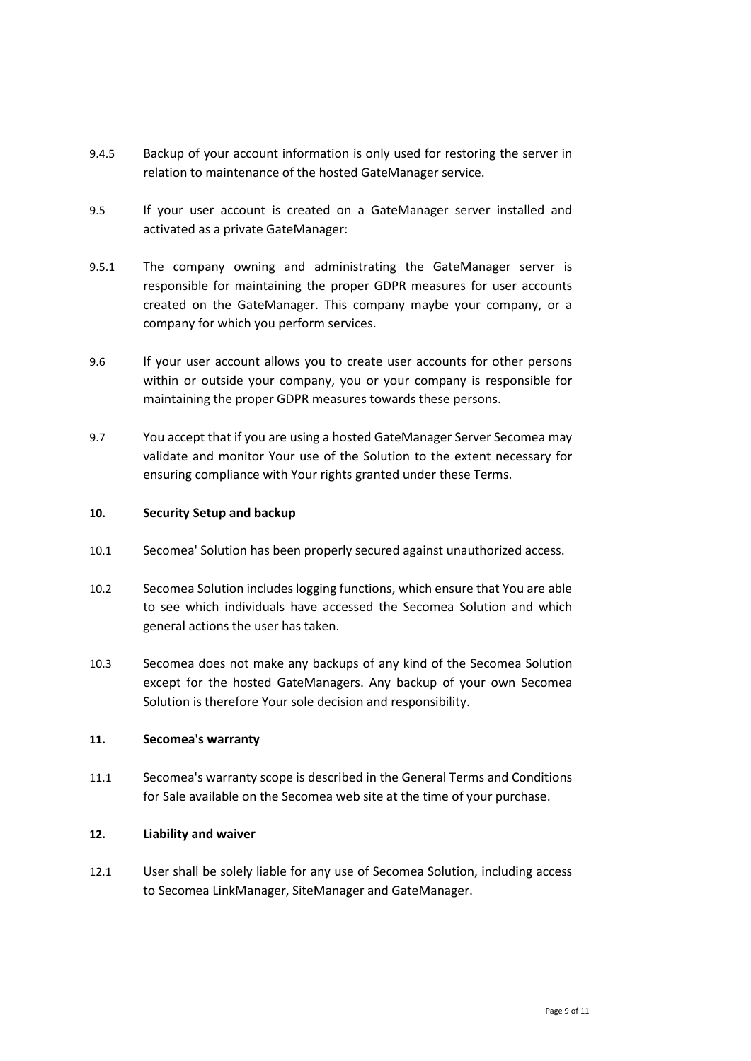9.4.5 Backup of your account information is only used for restoring the server in relation to maintenance of the hosted GateManager service.

9.5 If your user account is created on a GateManager server installed and activated as a private GateManager:

9.5.1 The company owning and administrating the GateManager server is responsible for maintaining the proper GDPR measures for user accounts created on the GateManager. This company maybe your company, or a company for which you perform services.

9.6 If your user account allows you to create user accounts for other persons within or outside your company, you or your company is responsible for maintaining the proper GDPR measures towards these persons.

9.7 You accept that if you are using a hosted GateManager Server Secomea may validate and monitor Your use of the Solution to the extent necessary for ensuring compliance with Your rights granted under these Terms.

## 10. Security Setup and backup

10.1 Secomea' Solution has been properly secured against unauthorized access.

10.2 Secomea Solution includes logging functions, which ensure that You are able to see which individuals have accessed the Secomea Solution and which general actions the user has taken.

10.3 Secomea does not make any backups of any kind of the Secomea Solution except for the hosted GateManagers. Any backup of your own Secomea Solution is therefore Your sole decision and responsibility.

## 11. Secomea's warranty

11.1 Secomea's warranty scope is described in the General Terms and Conditions for Sale available on the Secomea web site at the time of your purchase.

## 12. Liability and waiver

12.1 User shall be solely liable for any use of Secomea Solution, including access to Secomea LinkManager, SiteManager and GateManager.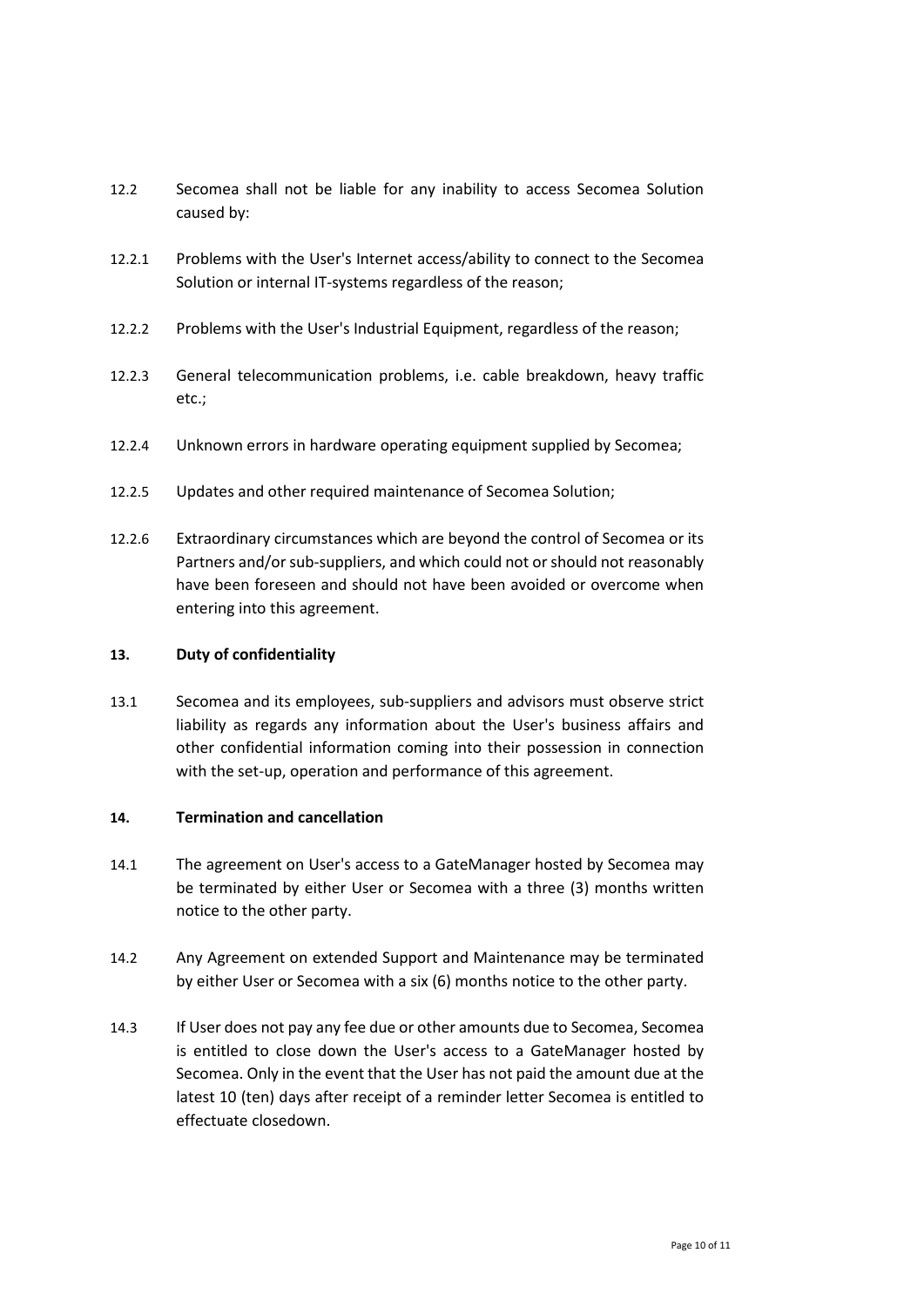12.2 Secomea shall not be liable for any inability to access Secomea Solution caused by:

12.2.1 Problems with the User's Internet access/ability to connect to the Secomea Solution or internal IT-systems regardless of the reason;

12.2.2 Problems with the User's Industrial Equipment, regardless of the reason;

12.2.3 General telecommunication problems, i.e. cable breakdown, heavy traffic etc.;

12.2.4 Unknown errors in hardware operating equipment supplied by Secomea;

12.2.5 Updates and other required maintenance of Secomea Solution;

12.2.6 Extraordinary circumstances which are beyond the control of Secomea or its Partners and/or sub-suppliers, and which could not or should not reasonably have been foreseen and should not have been avoided or overcome when entering into this agreement.

**13. Duty of confidentiality**

13.1 Secomea and its employees, sub-suppliers and advisors must observe strict liability as regards any information about the User's business affairs and other confidential information coming into their possession in connection with the set-up, operation and performance of this agreement.

**14. Termination and cancellation**

14.1 The agreement on User's access to a GateManager hosted by Secomea may be terminated by either User or Secomea with a three (3) months written notice to the other party.

14.2 Any Agreement on extended Support and Maintenance may be terminated by either User or Secomea with a six (6) months notice to the other party.

14.3 If User does not pay any fee due or other amounts due to Secomea, Secomea is entitled to close down the User's access to a GateManager hosted by Secomea. Only in the event that the User has not paid the amount due at the latest 10 (ten) days after receipt of a reminder letter Secomea is entitled to effectuate closedown.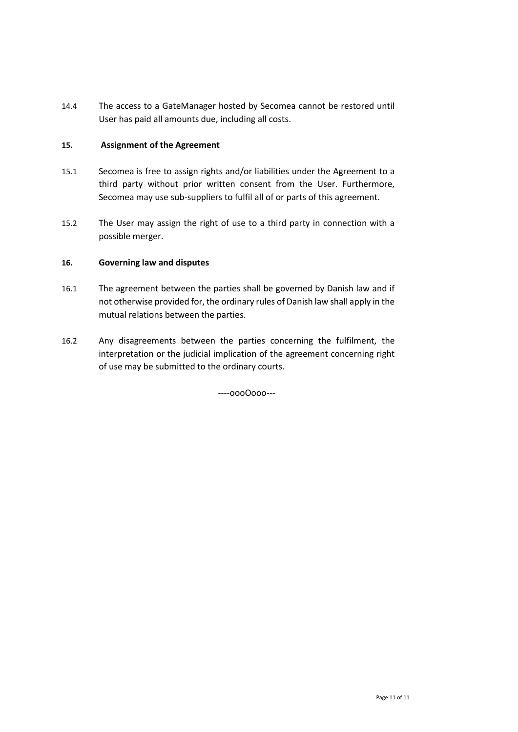14.4 The access to a GateManager hosted by Secomea cannot be restored until User has paid all amounts due, including all costs.

## 15. Assignment of the Agreement

15.1 Secomea is free to assign rights and/or liabilities under the Agreement to a third party without prior written consent from the User. Furthermore, Secomea may use sub-suppliers to fulfil all of or parts of this agreement.

15.2 The User may assign the right of use to a third party in connection with a possible merger.

## 16. Governing law and disputes

16.1 The agreement between the parties shall be governed by Danish law and if not otherwise provided for, the ordinary rules of Danish law shall apply in the mutual relations between the parties.

16.2 Any disagreements between the parties concerning the fulfilment, the interpretation or the judicial implication of the agreement concerning right of use may be submitted to the ordinary courts.

----oooOooo---